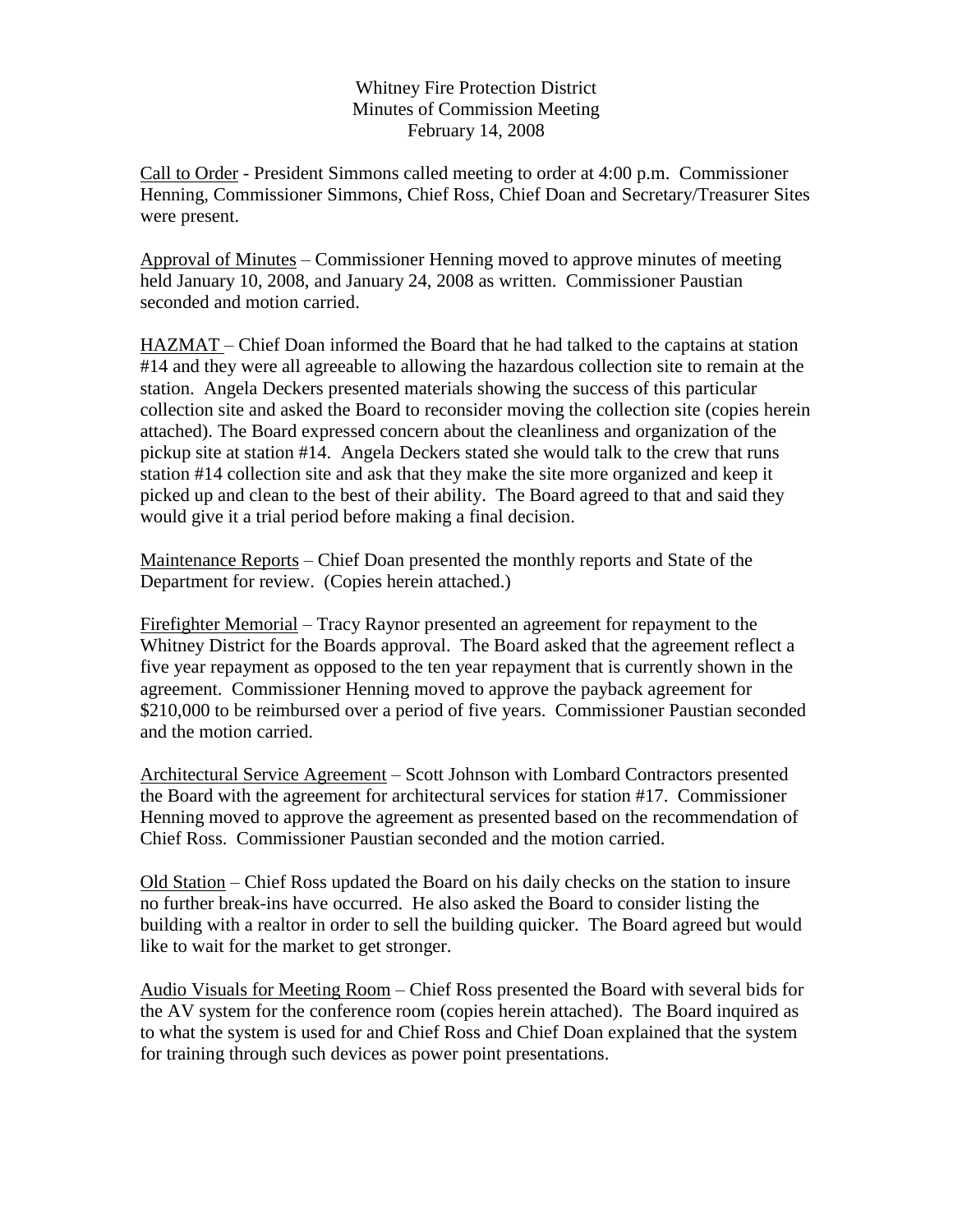Whitney Fire Protection District
Minutes of Commission Meeting
February 14, 2008

Call to Order - President Simmons called meeting to order at 4:00 p.m. Commissioner Henning, Commissioner Simmons, Chief Ross, Chief Doan and Secretary/Treasurer Sites were present.

Approval of Minutes – Commissioner Henning moved to approve minutes of meeting held January 10, 2008, and January 24, 2008 as written. Commissioner Paustian seconded and motion carried.

HAZMAT – Chief Doan informed the Board that he had talked to the captains at station #14 and they were all agreeable to allowing the hazardous collection site to remain at the station. Angela Deckers presented materials showing the success of this particular collection site and asked the Board to reconsider moving the collection site (copies herein attached). The Board expressed concern about the cleanliness and organization of the pickup site at station #14. Angela Deckers stated she would talk to the crew that runs station #14 collection site and ask that they make the site more organized and keep it picked up and clean to the best of their ability. The Board agreed to that and said they would give it a trial period before making a final decision.

Maintenance Reports – Chief Doan presented the monthly reports and State of the Department for review. (Copies herein attached.)

Firefighter Memorial – Tracy Raynor presented an agreement for repayment to the Whitney District for the Boards approval. The Board asked that the agreement reflect a five year repayment as opposed to the ten year repayment that is currently shown in the agreement. Commissioner Henning moved to approve the payback agreement for $210,000 to be reimbursed over a period of five years. Commissioner Paustian seconded and the motion carried.

Architectural Service Agreement – Scott Johnson with Lombard Contractors presented the Board with the agreement for architectural services for station #17. Commissioner Henning moved to approve the agreement as presented based on the recommendation of Chief Ross. Commissioner Paustian seconded and the motion carried.

Old Station – Chief Ross updated the Board on his daily checks on the station to insure no further break-ins have occurred. He also asked the Board to consider listing the building with a realtor in order to sell the building quicker. The Board agreed but would like to wait for the market to get stronger.

Audio Visuals for Meeting Room – Chief Ross presented the Board with several bids for the AV system for the conference room (copies herein attached). The Board inquired as to what the system is used for and Chief Ross and Chief Doan explained that the system for training through such devices as power point presentations.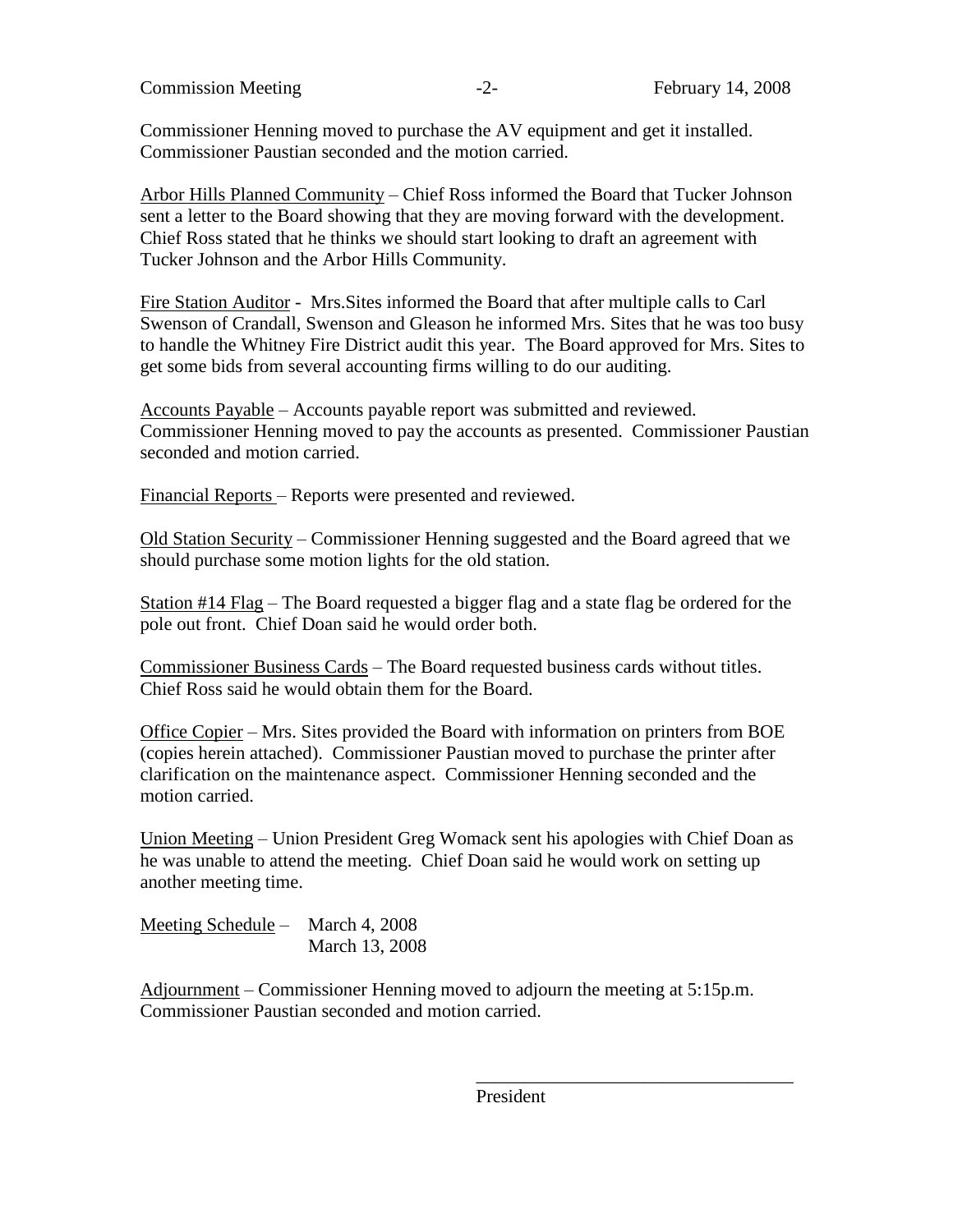Commissioner Henning moved to purchase the AV equipment and get it installed. Commissioner Paustian seconded and the motion carried.

Arbor Hills Planned Community – Chief Ross informed the Board that Tucker Johnson sent a letter to the Board showing that they are moving forward with the development. Chief Ross stated that he thinks we should start looking to draft an agreement with Tucker Johnson and the Arbor Hills Community.

Fire Station Auditor - Mrs.Sites informed the Board that after multiple calls to Carl Swenson of Crandall, Swenson and Gleason he informed Mrs. Sites that he was too busy to handle the Whitney Fire District audit this year. The Board approved for Mrs. Sites to get some bids from several accounting firms willing to do our auditing.

Accounts Payable – Accounts payable report was submitted and reviewed. Commissioner Henning moved to pay the accounts as presented. Commissioner Paustian seconded and motion carried.

Financial Reports – Reports were presented and reviewed.

Old Station Security – Commissioner Henning suggested and the Board agreed that we should purchase some motion lights for the old station.

Station #14 Flag – The Board requested a bigger flag and a state flag be ordered for the pole out front. Chief Doan said he would order both.

Commissioner Business Cards – The Board requested business cards without titles. Chief Ross said he would obtain them for the Board.

Office Copier – Mrs. Sites provided the Board with information on printers from BOE (copies herein attached). Commissioner Paustian moved to purchase the printer after clarification on the maintenance aspect. Commissioner Henning seconded and the motion carried.

Union Meeting – Union President Greg Womack sent his apologies with Chief Doan as he was unable to attend the meeting. Chief Doan said he would work on setting up another meeting time.

Meeting Schedule – March 4, 2008
March 13, 2008

Adjournment – Commissioner Henning moved to adjourn the meeting at 5:15p.m. Commissioner Paustian seconded and motion carried.

\_\_\_\_\_\_\_\_\_\_\_\_\_\_\_\_\_\_\_\_\_\_\_\_\_\_\_\_\_\_\_\_\_\_

President